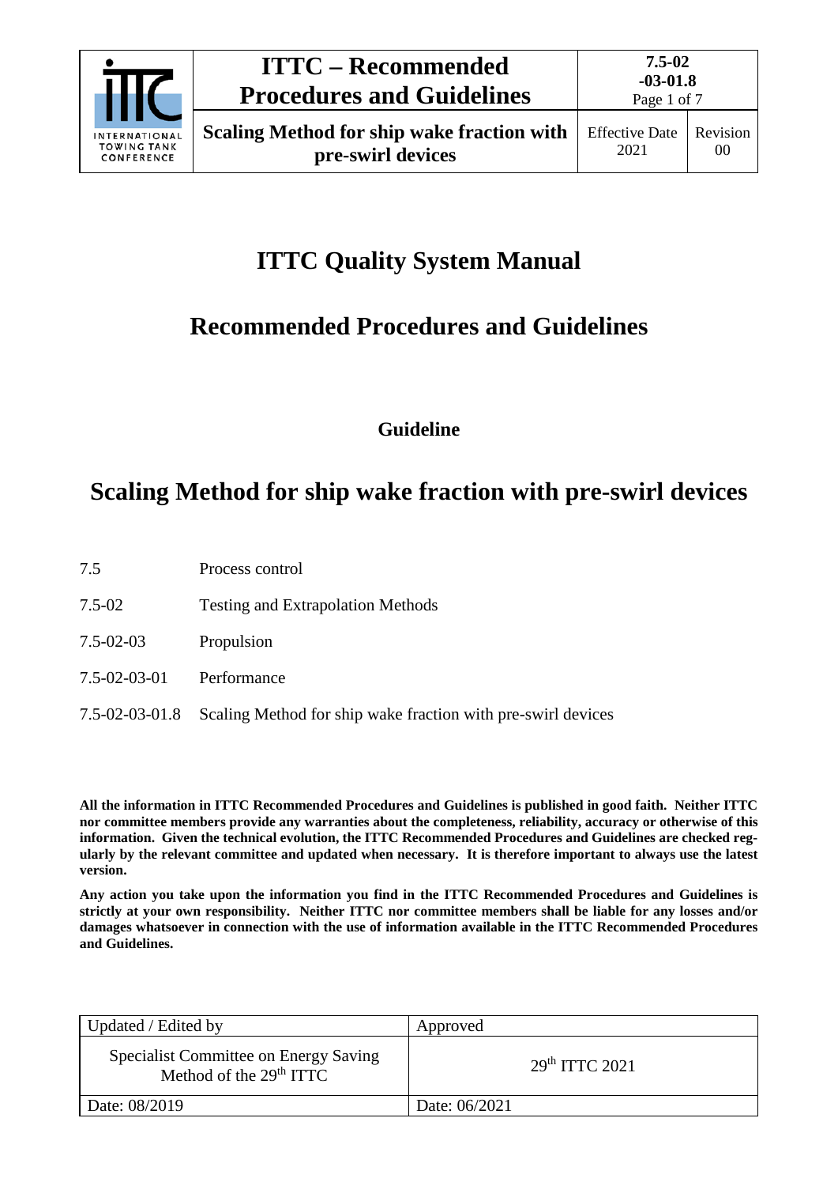# ITTC Quality System Manual

## Recommended Procedures and Guidelines

**Guideline**

## Scaling Method for ship wake fraction with pre-swirl devices

| | |
|---|---|
| 7.5 | Process control |
| 7.5-02 | Testing and Extrapolation Methods |
| 7.5-02-03 | Propulsion |
| 7.5-02-03-01 | Performance |
| 7.5-02-03-01.8 | Scaling Method for ship wake fraction with pre-swirl devices |

**All the information in ITTC Recommended Procedures and Guidelines is published in good faith. Neither ITTC nor committee members provide any warranties about the completeness, reliability, accuracy or otherwise of this information. Given the technical evolution, the ITTC Recommended Procedures and Guidelines are checked regularly by the relevant committee and updated when necessary. It is therefore important to always use the latest version.**

**Any action you take upon the information you find in the ITTC Recommended Procedures and Guidelines is strictly at your own responsibility. Neither ITTC nor committee members shall be liable for any losses and/or damages whatsoever in connection with the use of information available in the ITTC Recommended Procedures and Guidelines.**

| Updated / Edited by | Approved |
|---|---|
| Specialist Committee on Energy Saving Method of the 29th ITTC | 29th ITTC 2021 |
| Date: 08/2019 | Date: 06/2021 |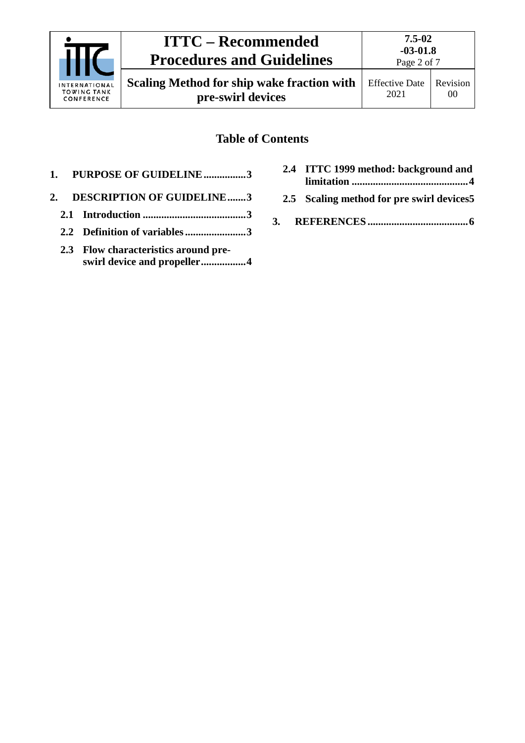## Table of Contents

1. **PURPOSE OF GUIDELINE ................3**
2. **DESCRIPTION OF GUIDELINE .......3**
   - **2.1 Introduction .......................................3**
   - **2.2 Definition of variables .......................3**
   - **2.3 Flow characteristics around pre-swirl device and propeller.................4**
   - **2.4 ITTC 1999 method: background and limitation ...........................................4**
   - **2.5 Scaling method for pre swirl devices5**
3. **REFERENCES ......................................6**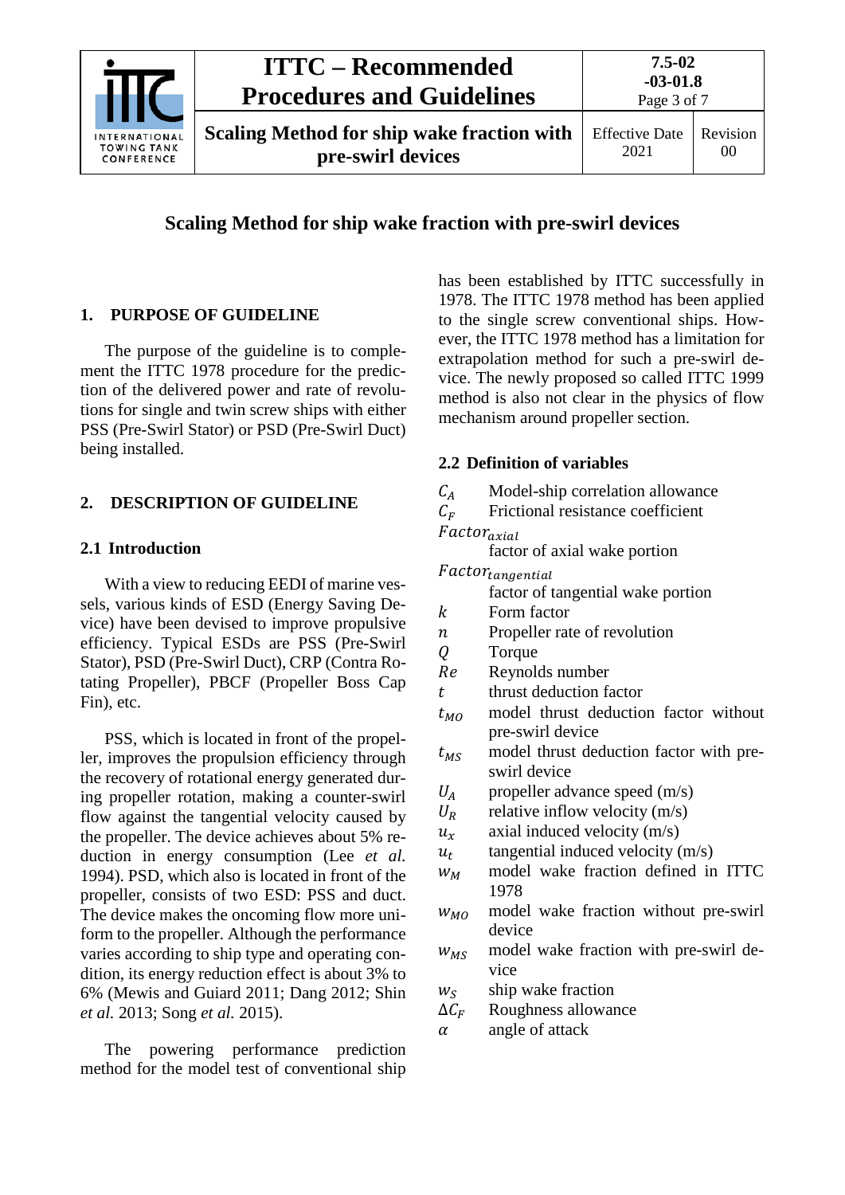# Scaling Method for ship wake fraction with pre-swirl devices

## 1. PURPOSE OF GUIDELINE

The purpose of the guideline is to complement the ITTC 1978 procedure for the prediction of the delivered power and rate of revolutions for single and twin screw ships with either PSS (Pre-Swirl Stator) or PSD (Pre-Swirl Duct) being installed.

## 2. DESCRIPTION OF GUIDELINE

### 2.1 Introduction

With a view to reducing EEDI of marine vessels, various kinds of ESD (Energy Saving Device) have been devised to improve propulsive efficiency. Typical ESDs are PSS (Pre-Swirl Stator), PSD (Pre-Swirl Duct), CRP (Contra Rotating Propeller), PBCF (Propeller Boss Cap Fin), etc.

PSS, which is located in front of the propeller, improves the propulsion efficiency through the recovery of rotational energy generated during propeller rotation, making a counter-swirl flow against the tangential velocity caused by the propeller. The device achieves about 5% reduction in energy consumption (Lee *et al.* 1994). PSD, which also is located in front of the propeller, consists of two ESD: PSS and duct. The device makes the oncoming flow more uniform to the propeller. Although the performance varies according to ship type and operating condition, its energy reduction effect is about 3% to 6% (Mewis and Guiard 2011; Dang 2012; Shin *et al.* 2013; Song *et al.* 2015).

The powering performance prediction method for the model test of conventional ship has been established by ITTC successfully in 1978. The ITTC 1978 method has been applied to the single screw conventional ships. However, the ITTC 1978 method has a limitation for extrapolation method for such a pre-swirl device. The newly proposed so called ITTC 1999 method is also not clear in the physics of flow mechanism around propeller section.

### 2.2 Definition of variables

- $C_A$ Model-ship correlation allowance
- $C_F$ Frictional resistance coefficient
- $Factor_{axial}$ factor of axial wake portion
- $Factor_{tangential}$ factor of tangential wake portion
- $k$ Form factor
- $n$ Propeller rate of revolution
- $Q$ Torque
- $Re$ Reynolds number
- $t$ thrust deduction factor
- $t_{MO}$ model thrust deduction factor without pre-swirl device
- $t_{MS}$ model thrust deduction factor with pre-swirl device
- $U_A$ propeller advance speed (m/s)
- $U_R$ relative inflow velocity (m/s)
- $u_x$ axial induced velocity (m/s)
- $u_t$ tangential induced velocity (m/s)
- $w_M$ model wake fraction defined in ITTC 1978
- $w_{MO}$ model wake fraction without pre-swirl device
- $w_{MS}$ model wake fraction with pre-swirl device
- $w_S$ ship wake fraction
- $\Delta C_F$ Roughness allowance
- $\alpha$ angle of attack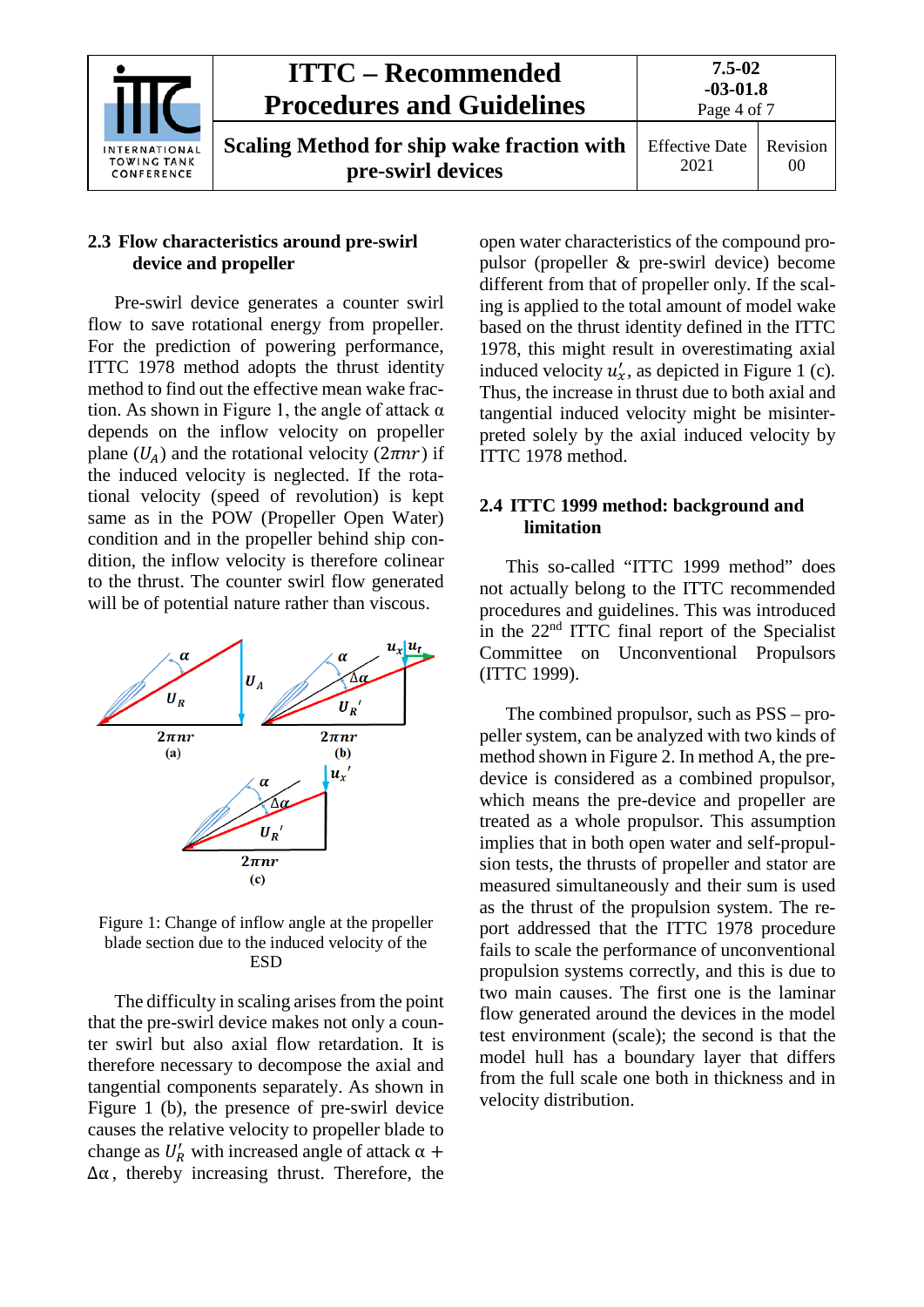## 2.3 Flow characteristics around pre-swirl device and propeller

Pre-swirl device generates a counter swirl flow to save rotational energy from propeller. For the prediction of powering performance, ITTC 1978 method adopts the thrust identity method to find out the effective mean wake fraction. As shown in Figure 1, the angle of attack α depends on the inflow velocity on propeller plane ($U_A$) and the rotational velocity ($2\pi nr$) if the induced velocity is neglected. If the rotational velocity (speed of revolution) is kept same as in the POW (Propeller Open Water) condition and in the propeller behind ship condition, the inflow velocity is therefore colinear to the thrust. The counter swirl flow generated will be of potential nature rather than viscous.

Figure 1: Change of inflow angle at the propeller blade section due to the induced velocity of the ESD

The difficulty in scaling arises from the point that the pre-swirl device makes not only a counter swirl but also axial flow retardation. It is therefore necessary to decompose the axial and tangential components separately. As shown in Figure 1 (b), the presence of pre-swirl device causes the relative velocity to propeller blade to change as $U_R'$ with increased angle of attack $\alpha + \Delta\alpha$, thereby increasing thrust. Therefore, the open water characteristics of the compound propulsor (propeller & pre-swirl device) become different from that of propeller only. If the scaling is applied to the total amount of model wake based on the thrust identity defined in the ITTC 1978, this might result in overestimating axial induced velocity $u_x'$, as depicted in Figure 1 (c). Thus, the increase in thrust due to both axial and tangential induced velocity might be misinterpreted solely by the axial induced velocity by ITTC 1978 method.

## 2.4 ITTC 1999 method: background and limitation

This so-called "ITTC 1999 method" does not actually belong to the ITTC recommended procedures and guidelines. This was introduced in the 22nd ITTC final report of the Specialist Committee on Unconventional Propulsors (ITTC 1999).

The combined propulsor, such as PSS – propeller system, can be analyzed with two kinds of method shown in Figure 2. In method A, the pre-device is considered as a combined propulsor, which means the pre-device and propeller are treated as a whole propulsor. This assumption implies that in both open water and self-propulsion tests, the thrusts of propeller and stator are measured simultaneously and their sum is used as the thrust of the propulsion system. The report addressed that the ITTC 1978 procedure fails to scale the performance of unconventional propulsion systems correctly, and this is due to two main causes. The first one is the laminar flow generated around the devices in the model test environment (scale); the second is that the model hull has a boundary layer that differs from the full scale one both in thickness and in velocity distribution.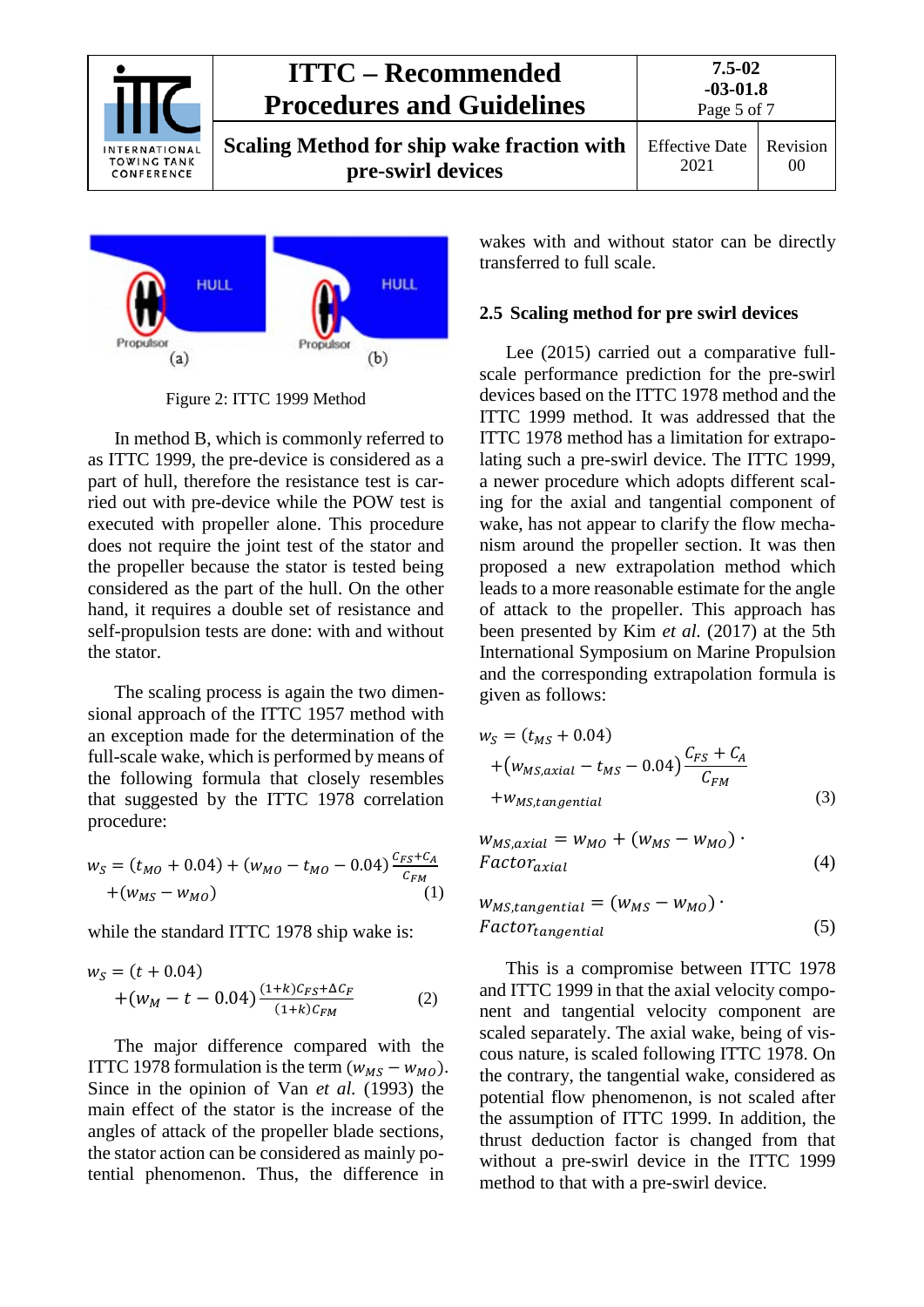Figure 2: ITTC 1999 Method

In method B, which is commonly referred to as ITTC 1999, the pre-device is considered as a part of hull, therefore the resistance test is carried out with pre-device while the POW test is executed with propeller alone. This procedure does not require the joint test of the stator and the propeller because the stator is tested being considered as the part of the hull. On the other hand, it requires a double set of resistance and self-propulsion tests are done: with and without the stator.

The scaling process is again the two dimensional approach of the ITTC 1957 method with an exception made for the determination of the full-scale wake, which is performed by means of the following formula that closely resembles that suggested by the ITTC 1978 correlation procedure:

$$w_S = (t_{MO} + 0.04) + (w_{MO} - t_{MO} - 0.04)\frac{C_{FS}+C_A}{C_{FM}} + (w_{MS} - w_{MO}) \quad (1)$$

while the standard ITTC 1978 ship wake is:

$$w_S = (t + 0.04) + (w_M - t - 0.04)\frac{(1+k)C_{FS}+\Delta C_F}{(1+k)C_{FM}} \quad (2)$$

The major difference compared with the ITTC 1978 formulation is the term $(w_{MS} - w_{MO})$. Since in the opinion of Van *et al.* (1993) the main effect of the stator is the increase of the angles of attack of the propeller blade sections, the stator action can be considered as mainly potential phenomenon. Thus, the difference in wakes with and without stator can be directly transferred to full scale.

## 2.5 Scaling method for pre swirl devices

Lee (2015) carried out a comparative full-scale performance prediction for the pre-swirl devices based on the ITTC 1978 method and the ITTC 1999 method. It was addressed that the ITTC 1978 method has a limitation for extrapolating such a pre-swirl device. The ITTC 1999, a newer procedure which adopts different scaling for the axial and tangential component of wake, has not appear to clarify the flow mechanism around the propeller section. It was then proposed a new extrapolation method which leads to a more reasonable estimate for the angle of attack to the propeller. This approach has been presented by Kim *et al.* (2017) at the 5th International Symposium on Marine Propulsion and the corresponding extrapolation formula is given as follows:

$$w_S = (t_{MS} + 0.04) + (w_{MS,axial} - t_{MS} - 0.04)\frac{C_{FS}+C_A}{C_{FM}} + w_{MS,tangential} \quad (3)$$

$$w_{MS,axial} = w_{MO} + (w_{MS} - w_{MO}) \cdot Factor_{axial} \quad (4)$$

$$w_{MS,tangential} = (w_{MS} - w_{MO}) \cdot Factor_{tangential} \quad (5)$$

This is a compromise between ITTC 1978 and ITTC 1999 in that the axial velocity component and tangential velocity component are scaled separately. The axial wake, being of viscous nature, is scaled following ITTC 1978. On the contrary, the tangential wake, considered as potential flow phenomenon, is not scaled after the assumption of ITTC 1999. In addition, the thrust deduction factor is changed from that without a pre-swirl device in the ITTC 1999 method to that with a pre-swirl device.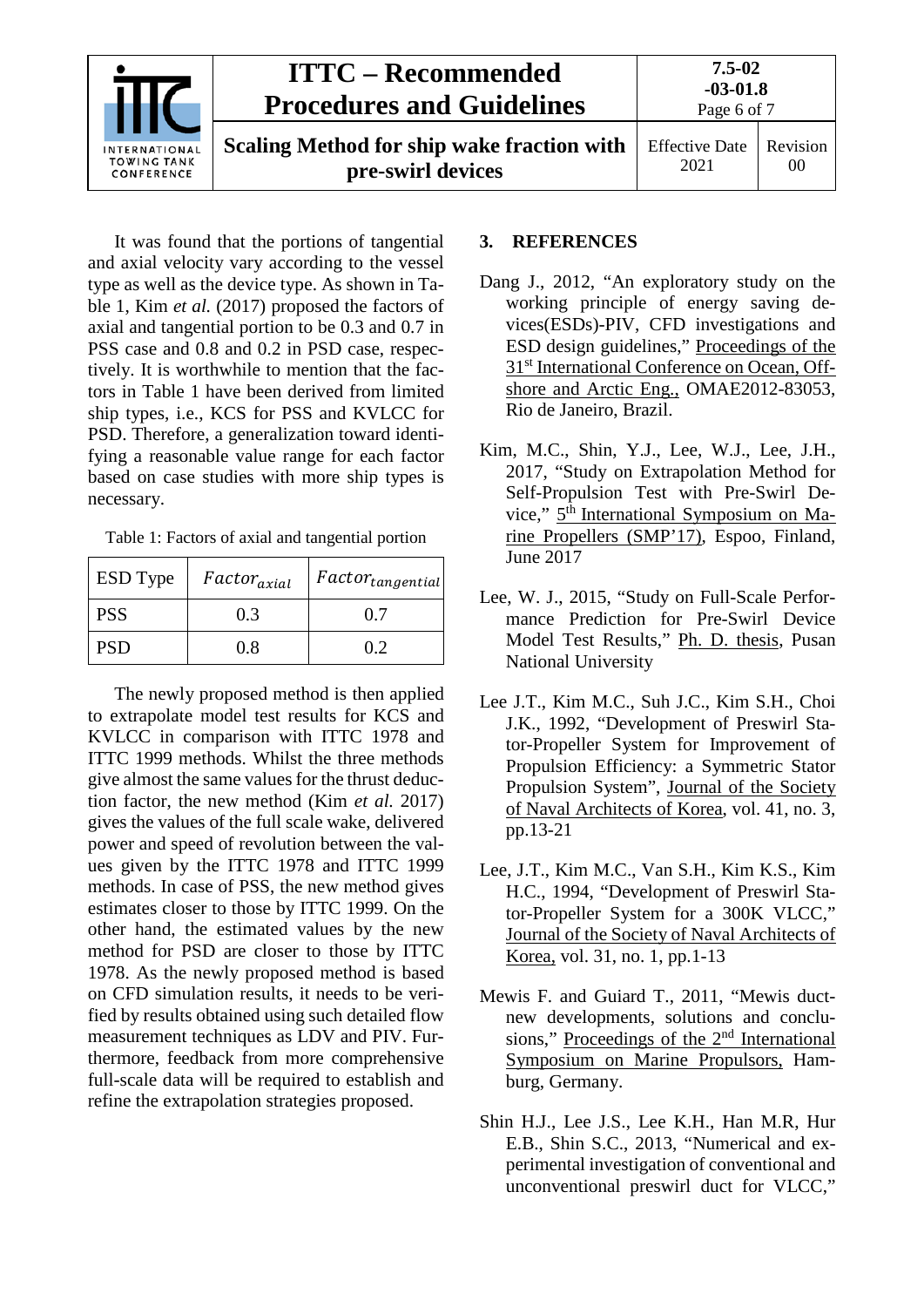It was found that the portions of tangential and axial velocity vary according to the vessel type as well as the device type. As shown in Table 1, Kim *et al.* (2017) proposed the factors of axial and tangential portion to be 0.3 and 0.7 in PSS case and 0.8 and 0.2 in PSD case, respectively. It is worthwhile to mention that the factors in Table 1 have been derived from limited ship types, i.e., KCS for PSS and KVLCC for PSD. Therefore, a generalization toward identifying a reasonable value range for each factor based on case studies with more ship types is necessary.

Table 1: Factors of axial and tangential portion

| ESD Type | $Factor_{axial}$ | $Factor_{tangential}$ |
|---|---|---|
| PSS | 0.3 | 0.7 |
| PSD | 0.8 | 0.2 |

The newly proposed method is then applied to extrapolate model test results for KCS and KVLCC in comparison with ITTC 1978 and ITTC 1999 methods. Whilst the three methods give almost the same values for the thrust deduction factor, the new method (Kim *et al.* 2017) gives the values of the full scale wake, delivered power and speed of revolution between the values given by the ITTC 1978 and ITTC 1999 methods. In case of PSS, the new method gives estimates closer to those by ITTC 1999. On the other hand, the estimated values by the new method for PSD are closer to those by ITTC 1978. As the newly proposed method is based on CFD simulation results, it needs to be verified by results obtained using such detailed flow measurement techniques as LDV and PIV. Furthermore, feedback from more comprehensive full-scale data will be required to establish and refine the extrapolation strategies proposed.

## 3. REFERENCES

Dang J., 2012, "An exploratory study on the working principle of energy saving devices(ESDs)-PIV, CFD investigations and ESD design guidelines," Proceedings of the 31st International Conference on Ocean, Offshore and Arctic Eng., OMAE2012-83053, Rio de Janeiro, Brazil.

Kim, M.C., Shin, Y.J., Lee, W.J., Lee, J.H., 2017, "Study on Extrapolation Method for Self-Propulsion Test with Pre-Swirl Device," 5th International Symposium on Marine Propellers (SMP'17), Espoo, Finland, June 2017

Lee, W. J., 2015, "Study on Full-Scale Performance Prediction for Pre-Swirl Device Model Test Results," Ph. D. thesis, Pusan National University

Lee J.T., Kim M.C., Suh J.C., Kim S.H., Choi J.K., 1992, "Development of Preswirl Stator-Propeller System for Improvement of Propulsion Efficiency: a Symmetric Stator Propulsion System", Journal of the Society of Naval Architects of Korea, vol. 41, no. 3, pp.13-21

Lee, J.T., Kim M.C., Van S.H., Kim K.S., Kim H.C., 1994, "Development of Preswirl Stator-Propeller System for a 300K VLCC," Journal of the Society of Naval Architects of Korea, vol. 31, no. 1, pp.1-13

Mewis F. and Guiard T., 2011, "Mewis duct-new developments, solutions and conclusions," Proceedings of the 2nd International Symposium on Marine Propulsors, Hamburg, Germany.

Shin H.J., Lee J.S., Lee K.H., Han M.R, Hur E.B., Shin S.C., 2013, "Numerical and experimental investigation of conventional and unconventional preswirl duct for VLCC,"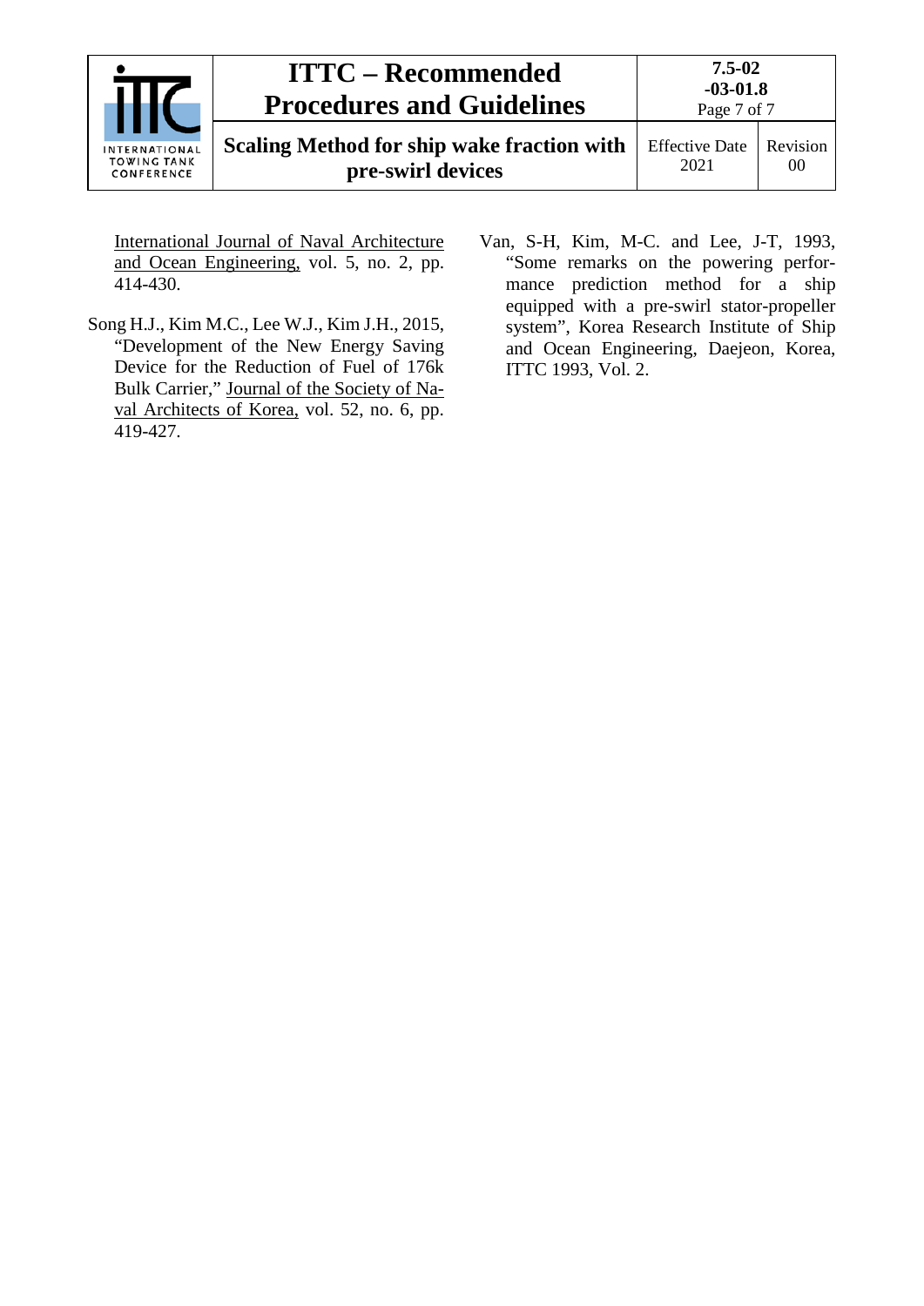International Journal of Naval Architecture and Ocean Engineering, vol. 5, no. 2, pp. 414-430.

Song H.J., Kim M.C., Lee W.J., Kim J.H., 2015, "Development of the New Energy Saving Device for the Reduction of Fuel of 176k Bulk Carrier," Journal of the Society of Naval Architects of Korea, vol. 52, no. 6, pp. 419-427.

Van, S-H, Kim, M-C. and Lee, J-T, 1993, "Some remarks on the powering performance prediction method for a ship equipped with a pre-swirl stator-propeller system", Korea Research Institute of Ship and Ocean Engineering, Daejeon, Korea, ITTC 1993, Vol. 2.